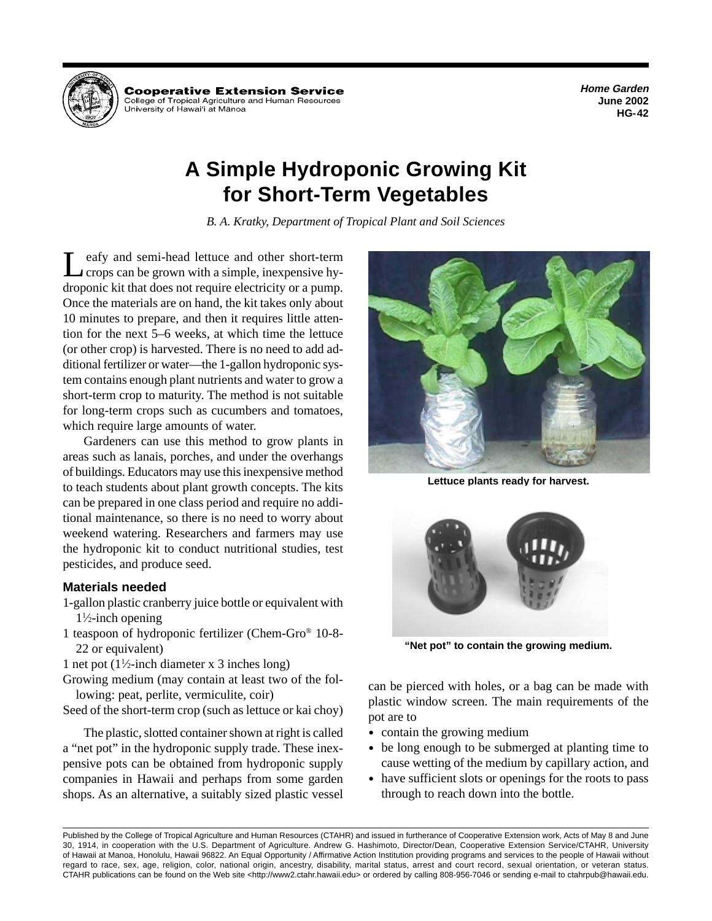Cooperative Extension Service
College of Tropical Agriculture and Human Resources
University of Hawai'i at Mānoa

*Home Garden*
**June 2002**
**HG-42**

# A Simple Hydroponic Growing Kit for Short-Term Vegetables

*B. A. Kratky, Department of Tropical Plant and Soil Sciences*

Leafy and semi-head lettuce and other short-term crops can be grown with a simple, inexpensive hydroponic kit that does not require electricity or a pump. Once the materials are on hand, the kit takes only about 10 minutes to prepare, and then it requires little attention for the next 5–6 weeks, at which time the lettuce (or other crop) is harvested. There is no need to add additional fertilizer or water—the 1-gallon hydroponic system contains enough plant nutrients and water to grow a short-term crop to maturity. The method is not suitable for long-term crops such as cucumbers and tomatoes, which require large amounts of water.

Gardeners can use this method to grow plants in areas such as lanais, porches, and under the overhangs of buildings. Educators may use this inexpensive method to teach students about plant growth concepts. The kits can be prepared in one class period and require no additional maintenance, so there is no need to worry about weekend watering. Researchers and farmers may use the hydroponic kit to conduct nutritional studies, test pesticides, and produce seed.

### Materials needed

- 1-gallon plastic cranberry juice bottle or equivalent with 1½-inch opening
- 1 teaspoon of hydroponic fertilizer (Chem-Gro® 10-8-22 or equivalent)
- 1 net pot (1½-inch diameter x 3 inches long)
- Growing medium (may contain at least two of the following: peat, perlite, vermiculite, coir)
- Seed of the short-term crop (such as lettuce or kai choy)

The plastic, slotted container shown at right is called a "net pot" in the hydroponic supply trade. These inexpensive pots can be obtained from hydroponic supply companies in Hawaii and perhaps from some garden shops. As an alternative, a suitably sized plastic vessel can be pierced with holes, or a bag can be made with plastic window screen. The main requirements of the pot are to

- contain the growing medium
- be long enough to be submerged at planting time to cause wetting of the medium by capillary action, and
- have sufficient slots or openings for the roots to pass through to reach down into the bottle.

**Lettuce plants ready for harvest.**

**"Net pot" to contain the growing medium.**

Published by the College of Tropical Agriculture and Human Resources (CTAHR) and issued in furtherance of Cooperative Extension work, Acts of May 8 and June 30, 1914, in cooperation with the U.S. Department of Agriculture. Andrew G. Hashimoto, Director/Dean, Cooperative Extension Service/CTAHR, University of Hawaii at Manoa, Honolulu, Hawaii 96822. An Equal Opportunity / Affirmative Action Institution providing programs and services to the people of Hawaii without regard to race, sex, age, religion, color, national origin, ancestry, disability, marital status, arrest and court record, sexual orientation, or veteran status. CTAHR publications can be found on the Web site <http://www2.ctahr.hawaii.edu> or ordered by calling 808-956-7046 or sending e-mail to ctahrpub@hawaii.edu.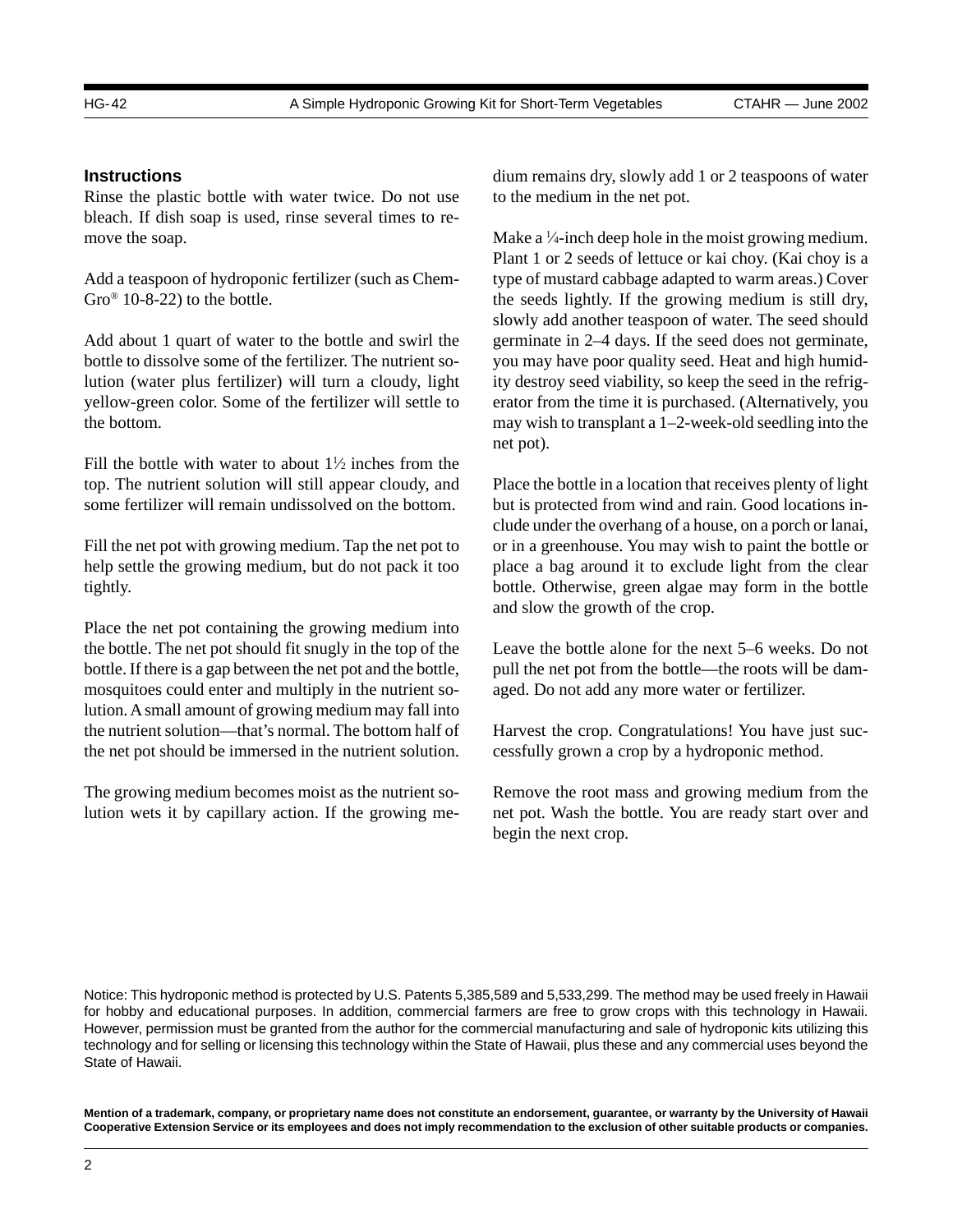### Instructions

Rinse the plastic bottle with water twice. Do not use bleach. If dish soap is used, rinse several times to remove the soap.

Add a teaspoon of hydroponic fertilizer (such as Chem-Gro® 10-8-22) to the bottle.

Add about 1 quart of water to the bottle and swirl the bottle to dissolve some of the fertilizer. The nutrient solution (water plus fertilizer) will turn a cloudy, light yellow-green color. Some of the fertilizer will settle to the bottom.

Fill the bottle with water to about 1½ inches from the top. The nutrient solution will still appear cloudy, and some fertilizer will remain undissolved on the bottom.

Fill the net pot with growing medium. Tap the net pot to help settle the growing medium, but do not pack it too tightly.

Place the net pot containing the growing medium into the bottle. The net pot should fit snugly in the top of the bottle. If there is a gap between the net pot and the bottle, mosquitoes could enter and multiply in the nutrient solution. A small amount of growing medium may fall into the nutrient solution—that's normal. The bottom half of the net pot should be immersed in the nutrient solution.

The growing medium becomes moist as the nutrient solution wets it by capillary action. If the growing medium remains dry, slowly add 1 or 2 teaspoons of water to the medium in the net pot.

Make a ¼-inch deep hole in the moist growing medium. Plant 1 or 2 seeds of lettuce or kai choy. (Kai choy is a type of mustard cabbage adapted to warm areas.) Cover the seeds lightly. If the growing medium is still dry, slowly add another teaspoon of water. The seed should germinate in 2–4 days. If the seed does not germinate, you may have poor quality seed. Heat and high humidity destroy seed viability, so keep the seed in the refrigerator from the time it is purchased. (Alternatively, you may wish to transplant a 1–2-week-old seedling into the net pot).

Place the bottle in a location that receives plenty of light but is protected from wind and rain. Good locations include under the overhang of a house, on a porch or lanai, or in a greenhouse. You may wish to paint the bottle or place a bag around it to exclude light from the clear bottle. Otherwise, green algae may form in the bottle and slow the growth of the crop.

Leave the bottle alone for the next 5–6 weeks. Do not pull the net pot from the bottle—the roots will be damaged. Do not add any more water or fertilizer.

Harvest the crop. Congratulations! You have just successfully grown a crop by a hydroponic method.

Remove the root mass and growing medium from the net pot. Wash the bottle. You are ready start over and begin the next crop.

Notice: This hydroponic method is protected by U.S. Patents 5,385,589 and 5,533,299. The method may be used freely in Hawaii for hobby and educational purposes. In addition, commercial farmers are free to grow crops with this technology in Hawaii. However, permission must be granted from the author for the commercial manufacturing and sale of hydroponic kits utilizing this technology and for selling or licensing this technology within the State of Hawaii, plus these and any commercial uses beyond the State of Hawaii.

**Mention of a trademark, company, or proprietary name does not constitute an endorsement, guarantee, or warranty by the University of Hawaii Cooperative Extension Service or its employees and does not imply recommendation to the exclusion of other suitable products or companies.**